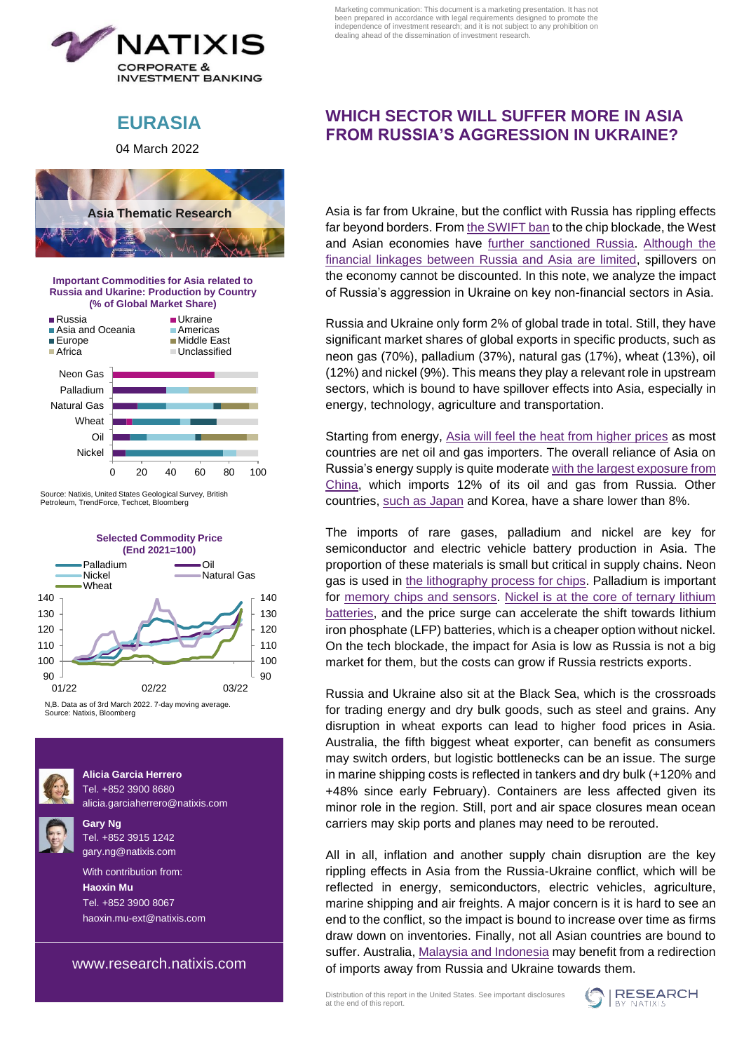Marketing communication: This document is a marketing presentation. It has not been prepared in accordance with legal requirements designed to promote the independence of investment research; and it is not subject to any prohibition on dealing ahead of the dissemination of investment research.

NATIXIS CORPORATE & INVESTMENT BANKING

# EURASIA

04 March 2022

Asia Thematic Research

# WHICH SECTOR WILL SUFFER MORE IN ASIA FROM RUSSIA'S AGGRESSION IN UKRAINE?

**Important Commodities for Asia related to Russia and Ukraine: Production by Country (% of Global Market Share)**

Legend: Russia, Ukraine, Asia and Oceania, Americas, Europe, Middle East, Africa, Unclassified

Categories: Neon Gas, Palladium, Natural Gas, Wheat, Oil, Nickel (axis 0–100)

Source: Natixis, United States Geological Survey, British Petroleum, TrendForce, Techcet, Bloomberg

**Selected Commodity Price (End 2021=100)**

Legend: Palladium, Oil, Nickel, Natural Gas, Wheat (axis 90–140; 01/22, 02/22, 03/22)

N.B. Data as of 3rd March 2022. 7-day moving average.
Source: Natixis, Bloomberg

Asia is far from Ukraine, but the conflict with Russia has rippling effects far beyond borders. From the SWIFT ban to the chip blockade, the West and Asian economies have further sanctioned Russia. Although the financial linkages between Russia and Asia are limited, spillovers on the economy cannot be discounted. In this note, we analyze the impact of Russia's aggression in Ukraine on key non-financial sectors in Asia.

Russia and Ukraine only form 2% of global trade in total. Still, they have significant market shares of global exports in specific products, such as neon gas (70%), palladium (37%), natural gas (17%), wheat (13%), oil (12%) and nickel (9%). This means they play a relevant role in upstream sectors, which is bound to have spillover effects into Asia, especially in energy, technology, agriculture and transportation.

Starting from energy, Asia will feel the heat from higher prices as most countries are net oil and gas importers. The overall reliance of Asia on Russia's energy supply is quite moderate with the largest exposure from China, which imports 12% of its oil and gas from Russia. Other countries, such as Japan and Korea, have a share lower than 8%.

The imports of rare gases, palladium and nickel are key for semiconductor and electric vehicle battery production in Asia. The proportion of these materials is small but critical in supply chains. Neon gas is used in the lithography process for chips. Palladium is important for memory chips and sensors. Nickel is at the core of ternary lithium batteries, and the price surge can accelerate the shift towards lithium iron phosphate (LFP) batteries, which is a cheaper option without nickel. On the tech blockade, the impact for Asia is low as Russia is not a big market for them, but the costs can grow if Russia restricts exports.

Russia and Ukraine also sit at the Black Sea, which is the crossroads for trading energy and dry bulk goods, such as steel and grains. Any disruption in wheat exports can lead to higher food prices in Asia. Australia, the fifth biggest wheat exporter, can benefit as consumers may switch orders, but logistic bottlenecks can be an issue. The surge in marine shipping costs is reflected in tankers and dry bulk (+120% and +48% since early February). Containers are less affected given its minor role in the region. Still, port and air space closures mean ocean carriers may skip ports and planes may need to be rerouted.

All in all, inflation and another supply chain disruption are the key rippling effects in Asia from the Russia-Ukraine conflict, which will be reflected in energy, semiconductors, electric vehicles, agriculture, marine shipping and air freights. A major concern is it is hard to see an end to the conflict, so the impact is bound to increase over time as firms draw down on inventories. Finally, not all Asian countries are bound to suffer. Australia, Malaysia and Indonesia may benefit from a redirection of imports away from Russia and Ukraine towards them.

**Alicia Garcia Herrero**
Tel. +852 3900 8680
alicia.garciaherrero@natixis.com

**Gary Ng**
Tel. +852 3915 1242
gary.ng@natixis.com

With contribution from:
**Haoxin Mu**
Tel. +852 3900 8067
haoxin.mu-ext@natixis.com

www.research.natixis.com

Distribution of this report in the United States. See important disclosures at the end of this report.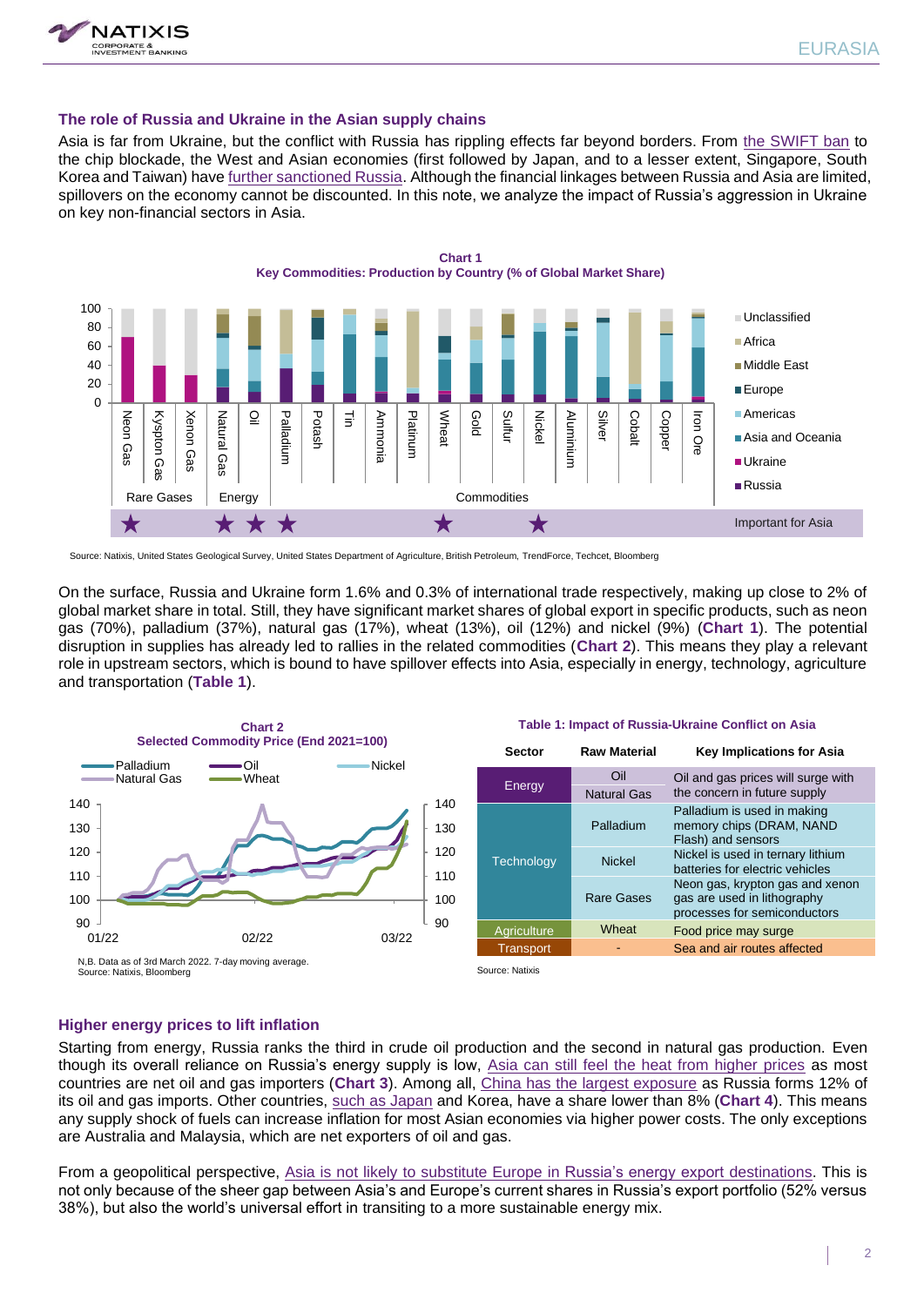## The role of Russia and Ukraine in the Asian supply chains

Asia is far from Ukraine, but the conflict with Russia has rippling effects far beyond borders. From the SWIFT ban to the chip blockade, the West and Asian economies (first followed by Japan, and to a lesser extent, Singapore, South Korea and Taiwan) have further sanctioned Russia. Although the financial linkages between Russia and Asia are limited, spillovers on the economy cannot be discounted. In this note, we analyze the impact of Russia's aggression in Ukraine on key non-financial sectors in Asia.

**Chart 1**
**Key Commodities: Production by Country (% of Global Market Share)**

Source: Natixis, United States Geological Survey, United States Department of Agriculture, British Petroleum, TrendForce, Techcet, Bloomberg

On the surface, Russia and Ukraine form 1.6% and 0.3% of international trade respectively, making up close to 2% of global market share in total. Still, they have significant market shares of global export in specific products, such as neon gas (70%), palladium (37%), natural gas (17%), wheat (13%), oil (12%) and nickel (9%) (**Chart 1**). The potential disruption in supplies has already led to rallies in the related commodities (**Chart 2**). This means they play a relevant role in upstream sectors, which is bound to have spillover effects into Asia, especially in energy, technology, agriculture and transportation (**Table 1**).

**Chart 2**
**Selected Commodity Price (End 2021=100)**

N.B. Data as of 3rd March 2022. 7-day moving average.
Source: Natixis, Bloomberg

**Table 1: Impact of Russia-Ukraine Conflict on Asia**

| Sector | Raw Material | Key Implications for Asia |
|---|---|---|
| Energy | Oil | Oil and gas prices will surge with the concern in future supply |
| | Natural Gas | |
| Technology | Palladium | Palladium is used in making memory chips (DRAM, NAND Flash) and sensors |
| | Nickel | Nickel is used in ternary lithium batteries for electric vehicles |
| | Rare Gases | Neon gas, krypton gas and xenon gas are used in lithography processes for semiconductors |
| Agriculture | Wheat | Food price may surge |
| Transport | - | Sea and air routes affected |

Source: Natixis

## Higher energy prices to lift inflation

Starting from energy, Russia ranks the third in crude oil production and the second in natural gas production. Even though its overall reliance on Russia's energy supply is low, Asia can still feel the heat from higher prices as most countries are net oil and gas importers (**Chart 3**). Among all, China has the largest exposure as Russia forms 12% of its oil and gas imports. Other countries, such as Japan and Korea, have a share lower than 8% (**Chart 4**). This means any supply shock of fuels can increase inflation for most Asian economies via higher power costs. The only exceptions are Australia and Malaysia, which are net exporters of oil and gas.

From a geopolitical perspective, Asia is not likely to substitute Europe in Russia's energy export destinations. This is not only because of the sheer gap between Asia's and Europe's current shares in Russia's export portfolio (52% versus 38%), but also the world's universal effort in transiting to a more sustainable energy mix.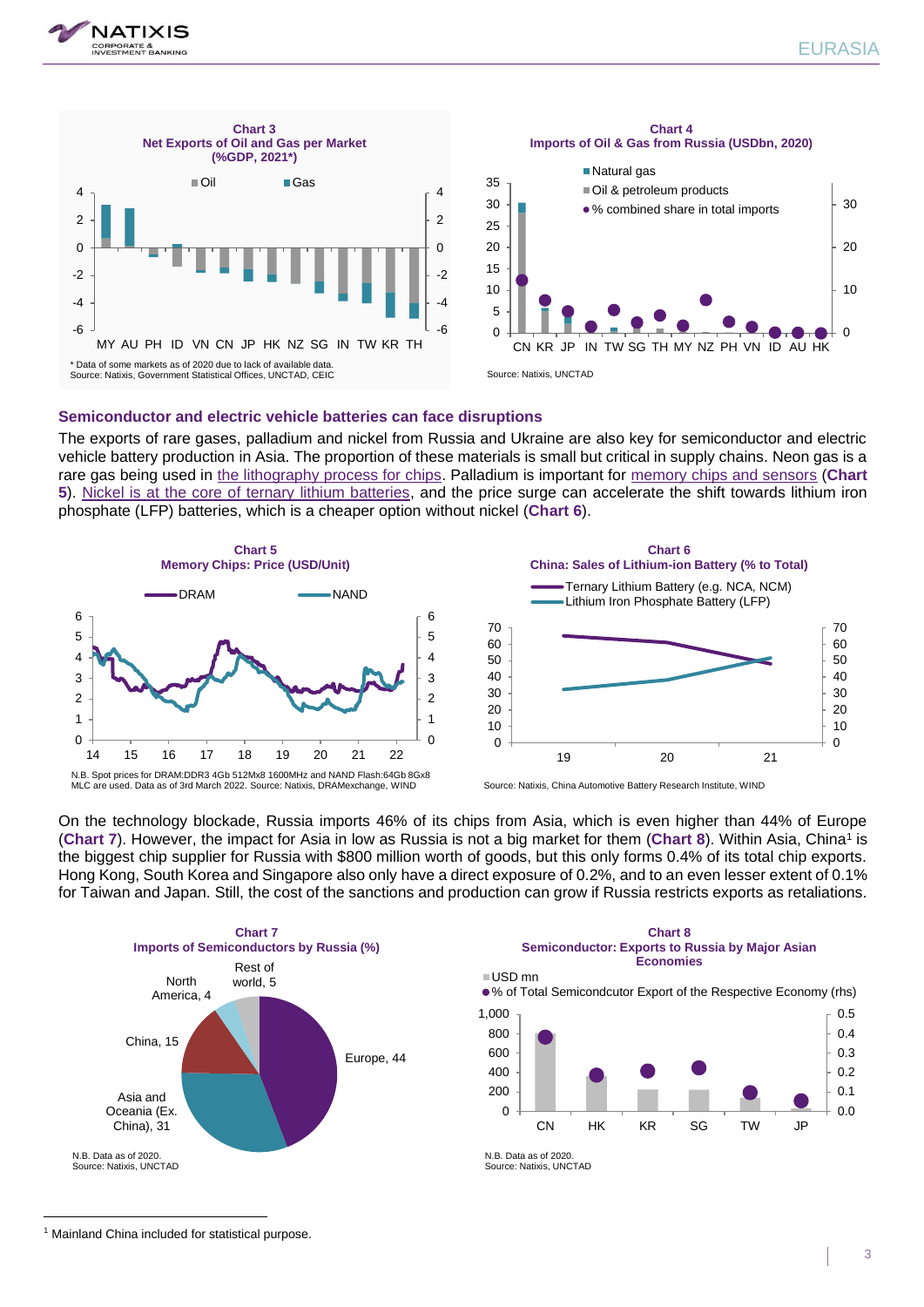**Chart 3**
**Net Exports of Oil and Gas per Market (%GDP, 2021*)**

\* Data of some markets as of 2020 due to lack of available data.
Source: Natixis, Government Statistical Offices, UNCTAD, CEIC

**Chart 4**
**Imports of Oil & Gas from Russia (USDbn, 2020)**

Source: Natixis, UNCTAD

## Semiconductor and electric vehicle batteries can face disruptions

The exports of rare gases, palladium and nickel from Russia and Ukraine are also key for semiconductor and electric vehicle battery production in Asia. The proportion of these materials is small but critical in supply chains. Neon gas is a rare gas being used in the lithography process for chips. Palladium is important for memory chips and sensors (**Chart 5**). Nickel is at the core of ternary lithium batteries, and the price surge can accelerate the shift towards lithium iron phosphate (LFP) batteries, which is a cheaper option without nickel (**Chart 6**).

**Chart 5**
**Memory Chips: Price (USD/Unit)**

N.B. Spot prices for DRAM:DDR3 4Gb 512Mx8 1600MHz and NAND Flash:64Gb 8Gx8 MLC are used. Data as of 3rd March 2022. Source: Natixis, DRAMexchange, WIND

**Chart 6**
**China: Sales of Lithium-ion Battery (% to Total)**

Source: Natixis, China Automotive Battery Research Institute, WIND

On the technology blockade, Russia imports 46% of its chips from Asia, which is even higher than 44% of Europe (**Chart 7**). However, the impact for Asia in low as Russia is not a big market for them (**Chart 8**). Within Asia, China[1] is the biggest chip supplier for Russia with $800 million worth of goods, but this only forms 0.4% of its total chip exports. Hong Kong, South Korea and Singapore also only have a direct exposure of 0.2%, and to an even lesser extent of 0.1% for Taiwan and Japan. Still, the cost of the sanctions and production can grow if Russia restricts exports as retaliations.

**Chart 7**
**Imports of Semiconductors by Russia (%)**

N.B. Data as of 2020.
Source: Natixis, UNCTAD

**Chart 8**
**Semiconductor: Exports to Russia by Major Asian Economies**

N.B. Data as of 2020.
Source: Natixis, UNCTAD

[1] Mainland China included for statistical purpose.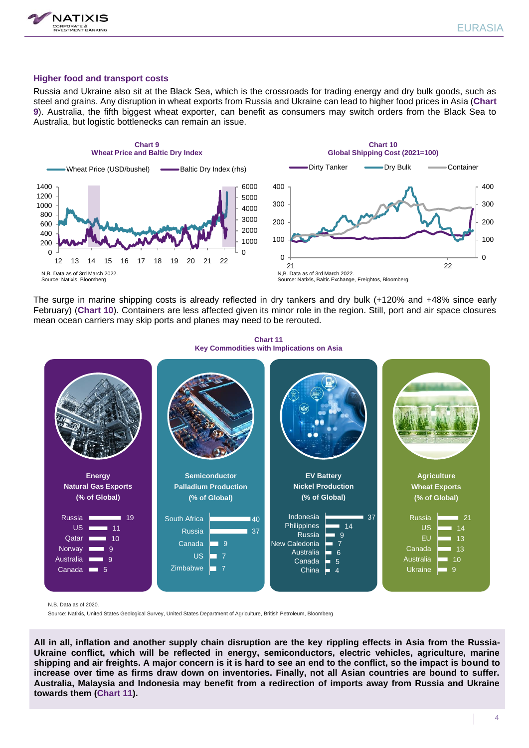## Higher food and transport costs

Russia and Ukraine also sit at the Black Sea, which is the crossroads for trading energy and dry bulk goods, such as steel and grains. Any disruption in wheat exports from Russia and Ukraine can lead to higher food prices in Asia (**Chart 9**). Australia, the fifth biggest wheat exporter, can benefit as consumers may switch orders from the Black Sea to Australia, but logistic bottlenecks can remain an issue.

**Chart 9**
**Wheat Price and Baltic Dry Index**

N,B. Data as of 3rd March 2022.
Source: Natixis, Bloomberg

**Chart 10**
**Global Shipping Cost (2021=100)**

N,B. Data as of 3rd March 2022.
Source: Natixis, Baltic Exchange, Freightos, Bloomberg

The surge in marine shipping costs is already reflected in dry tankers and dry bulk (+120% and +48% since early February) (**Chart 10**). Containers are less affected given its minor role in the region. Still, port and air space closures mean ocean carriers may skip ports and planes may need to be rerouted.

**Chart 11**
**Key Commodities with Implications on Asia**

**Energy – Natural Gas Exports (% of Global)**

| Country | % |
|---|---|
| Russia | 19 |
| US | 11 |
| Qatar | 10 |
| Norway | 9 |
| Australia | 9 |
| Canada | 5 |

**Semiconductor – Palladium Production (% of Global)**

| Country | % |
|---|---|
| South Africa | 40 |
| Russia | 37 |
| Canada | 9 |
| US | 7 |
| Zimbabwe | 7 |

**EV Battery – Nickel Production (% of Global)**

| Country | % |
|---|---|
| Indonesia | 37 |
| Philippines | 14 |
| Russia | 9 |
| New Caledonia | 7 |
| Australia | 6 |
| Canada | 5 |
| China | 4 |

**Agriculture – Wheat Exports (% of Global)**

| Country | % |
|---|---|
| Russia | 21 |
| US | 14 |
| EU | 13 |
| Canada | 13 |
| Australia | 10 |
| Ukraine | 9 |

N.B. Data as of 2020.
Source: Natixis, United States Geological Survey, United States Department of Agriculture, British Petroleum, Bloomberg

**All in all, inflation and another supply chain disruption are the key rippling effects in Asia from the Russia-Ukraine conflict, which will be reflected in energy, semiconductors, electric vehicles, agriculture, marine shipping and air freights. A major concern is it is hard to see an end to the conflict, so the impact is bound to increase over time as firms draw down on inventories. Finally, not all Asian countries are bound to suffer. Australia, Malaysia and Indonesia may benefit from a redirection of imports away from Russia and Ukraine towards them (Chart 11).**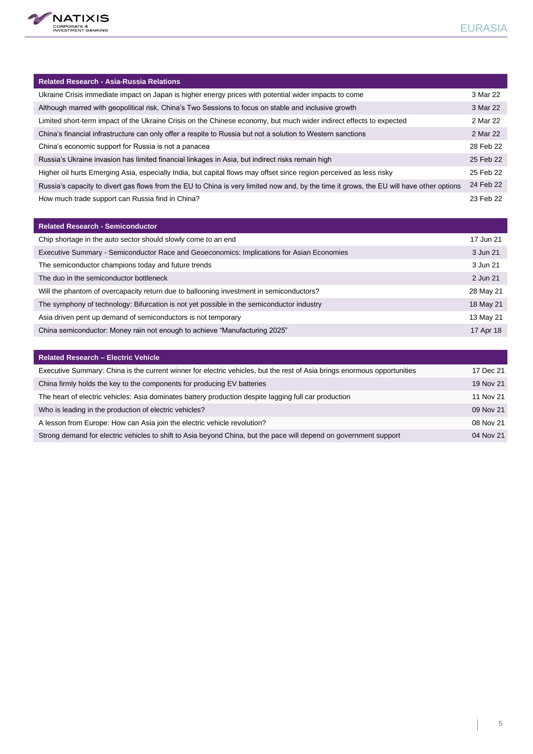| Related Research - Asia-Russia Relations | |
|---|---|
| Ukraine Crisis immediate impact on Japan is higher energy prices with potential wider impacts to come | 3 Mar 22 |
| Although marred with geopolitical risk, China's Two Sessions to focus on stable and inclusive growth | 3 Mar 22 |
| Limited short-term impact of the Ukraine Crisis on the Chinese economy, but much wider indirect effects to expected | 2 Mar 22 |
| China's financial infrastructure can only offer a respite to Russia but not a solution to Western sanctions | 2 Mar 22 |
| China's economic support for Russia is not a panacea | 28 Feb 22 |
| Russia's Ukraine invasion has limited financial linkages in Asia, but indirect risks remain high | 25 Feb 22 |
| Higher oil hurts Emerging Asia, especially India, but capital flows may offset since region perceived as less risky | 25 Feb 22 |
| Russia's capacity to divert gas flows from the EU to China is very limited now and, by the time it grows, the EU will have other options | 24 Feb 22 |
| How much trade support can Russia find in China? | 23 Feb 22 |

| Related Research - Semiconductor | |
|---|---|
| Chip shortage in the auto sector should slowly come to an end | 17 Jun 21 |
| Executive Summary - Semiconductor Race and Geoeconomics: Implications for Asian Economies | 3 Jun 21 |
| The semiconductor champions today and future trends | 3 Jun 21 |
| The duo in the semiconductor bottleneck | 2 Jun 21 |
| Will the phantom of overcapacity return due to ballooning investment in semiconductors? | 28 May 21 |
| The symphony of technology: Bifurcation is not yet possible in the semiconductor industry | 18 May 21 |
| Asia driven pent up demand of semiconductors is not temporary | 13 May 21 |
| China semiconductor: Money rain not enough to achieve "Manufacturing 2025" | 17 Apr 18 |

| Related Research – Electric Vehicle | |
|---|---|
| Executive Summary: China is the current winner for electric vehicles, but the rest of Asia brings enormous opportunities | 17 Dec 21 |
| China firmly holds the key to the components for producing EV batteries | 19 Nov 21 |
| The heart of electric vehicles: Asia dominates battery production despite lagging full car production | 11 Nov 21 |
| Who is leading in the production of electric vehicles? | 09 Nov 21 |
| A lesson from Europe: How can Asia join the electric vehicle revolution? | 08 Nov 21 |
| Strong demand for electric vehicles to shift to Asia beyond China, but the pace will depend on government support | 04 Nov 21 |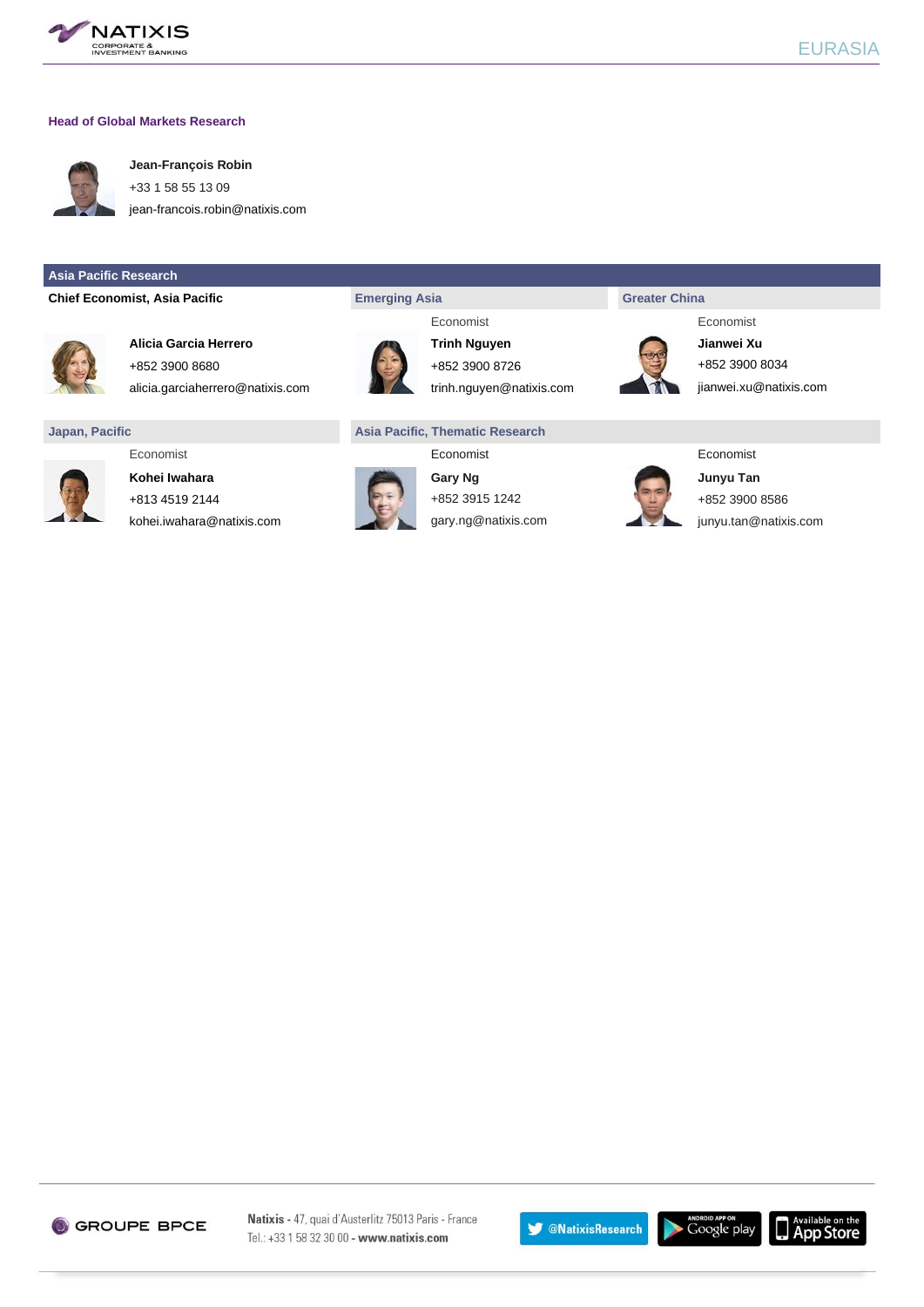### Head of Global Markets Research

**Jean-François Robin**
+33 1 58 55 13 09
jean-francois.robin@natixis.com

## Asia Pacific Research

### Chief Economist, Asia Pacific

**Alicia Garcia Herrero**
+852 3900 8680
alicia.garciaherrero@natixis.com

### Emerging Asia

Economist
**Trinh Nguyen**
+852 3900 8726
trinh.nguyen@natixis.com

### Greater China

Economist
**Jianwei Xu**
+852 3900 8034
jianwei.xu@natixis.com

### Japan, Pacific

Economist
**Kohei Iwahara**
+813 4519 2144
kohei.iwahara@natixis.com

### Asia Pacific, Thematic Research

Economist
**Gary Ng**
+852 3915 1242
gary.ng@natixis.com

Economist
**Junyu Tan**
+852 3900 8586
junyu.tan@natixis.com

GROUPE BPCE

**Natixis** - 47, quai d'Austerlitz 75013 Paris - France
Tel.: +33 1 58 32 30 00 - **www.natixis.com**

@NatixisResearch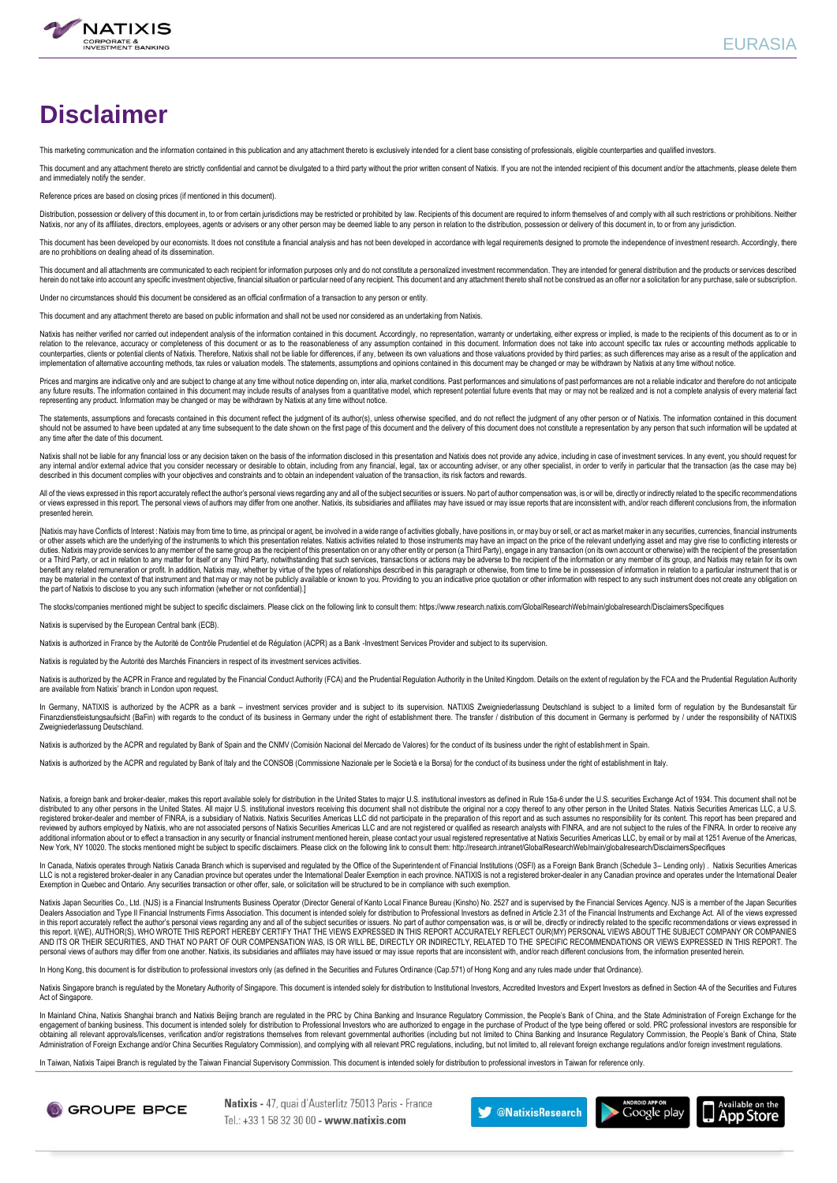# Disclaimer

This marketing communication and the information contained in this publication and any attachment thereto is exclusively intended for a client base consisting of professionals, eligible counterparties and qualified investors.

This document and any attachment thereto are strictly confidential and cannot be divulgated to a third party without the prior written consent of Natixis. If you are not the intended recipient of this document and/or the attachments, please delete them and immediately notify the sender.

Reference prices are based on closing prices (if mentioned in this document).

Distribution, possession or delivery of this document in, to or from certain jurisdictions may be restricted or prohibited by law. Recipients of this document are required to inform themselves of and comply with all such restrictions or prohibitions. Neither Natixis, nor any of its affiliates, directors, employees, agents or advisers or any other person may be deemed liable to any person in relation to the distribution, possession or delivery of this document in, to or from any jurisdiction.

This document has been developed by our economists. It does not constitute a financial analysis and has not been developed in accordance with legal requirements designed to promote the independence of investment research. Accordingly, there are no prohibitions on dealing ahead of its dissemination.

This document and all attachments are communicated to each recipient for information purposes only and do not constitute a personalized investment recommendation. They are intended for general distribution and the products or services described herein do not take into account any specific investment objective, financial situation or particular need of any recipient. This document and any attachment thereto shall not be construed as an offer nor a solicitation for any purchase, sale or subscription.

Under no circumstances should this document be considered as an official confirmation of a transaction to any person or entity.

This document and any attachment thereto are based on public information and shall not be used nor considered as an undertaking from Natixis.

Natixis has neither verified nor carried out independent analysis of the information contained in this document. Accordingly, no representation, warranty or undertaking, either express or implied, is made to the recipients of this document as to or in relation to the relevance, accuracy or completeness of this document or as to the reasonableness of any assumption contained in this document. Information does not take into account specific tax rules or accounting methods applicable to counterparties, clients or potential clients of Natixis. Therefore, Natixis shall not be liable for differences, if any, between its own valuations and those valuations provided by third parties; as such differences may arise as a result of the application and implementation of alternative accounting methods, tax rules or valuation models. The statements, assumptions and opinions contained in this document may be changed or may be withdrawn by Natixis at any time without notice.

Prices and margins are indicative only and are subject to change at any time without notice depending on, inter alia, market conditions. Past performances and simulations of past performances are not a reliable indicator and therefore do not anticipate any future results. The information contained in this document may include results of analyses from a quantitative model, which represent potential future events that may or may not be realized and is not a complete analysis of every material fact representing any product. Information may be changed or may be withdrawn by Natixis at any time without notice.

The statements, assumptions and forecasts contained in this document reflect the judgment of its author(s), unless otherwise specified, and do not reflect the judgment of any other person or of Natixis. The information contained in this document should not be assumed to have been updated at any time subsequent to the date shown on the first page of this document and the delivery of this document does not constitute a representation by any person that such information will be updated at any time after the date of this document.

Natixis shall not be liable for any financial loss or any decision taken on the basis of the information disclosed in this presentation and Natixis does not provide any advice, including in case of investment services. In any event, you should request for any internal and/or external advice that you consider necessary or desirable to obtain, including from any financial, legal, tax or accounting adviser, or any other specialist, in order to verify in particular that the transaction (as the case may be) described in this document complies with your objectives and constraints and to obtain an independent valuation of the transaction, its risk factors and rewards.

All of the views expressed in this report accurately reflect the author's personal views regarding any and all of the subject securities or issuers. No part of author compensation was, is or will be, directly or indirectly related to the specific recommendations or views expressed in this report. The personal views of authors may differ from one another. Natixis, its subsidiaries and affiliates may have issued or may issue reports that are inconsistent with, and/or reach different conclusions from, the information presented herein.

[Natixis may have Conflicts of Interest : Natixis may from time to time, as principal or agent, be involved in a wide range of activities globally, have positions in, or may buy or sell, or act as market maker in any securities, currencies, financial instruments or other assets which are the underlying of the instruments to which this presentation relates. Natixis activities related to those instruments may have an impact on the price of the relevant underlying asset and may give rise to conflicting interests or duties. Natixis may provide services to any member of the same group as the recipient of this presentation or on any other entity or person (a Third Party), engage in any transaction (on its own account or otherwise) with the recipient of the presentation or a Third Party, or act in relation to any matter for itself or any Third Party, notwithstanding that such services, transactions or actions may be adverse to the recipient of the information or any member of its group, and Natixis may retain for its own benefit any related remuneration or profit. In addition, Natixis may, whether by virtue of the types of relationships described in this paragraph or otherwise, from time to time be in possession of information in relation to a particular instrument that is or may be material in the context of that instrument and that may or may not be publicly available or known to you. Providing to you an indicative price quotation or other information with respect to any such instrument does not create any obligation on the part of Natixis to disclose to you any such information (whether or not confidential).]

The stocks/companies mentioned might be subject to specific disclaimers. Please click on the following link to consult them: https://www.research.natixis.com/GlobalResearchWeb/main/globalresearch/DisclaimersSpecifiques

Natixis is supervised by the European Central bank (ECB).

Natixis is authorized in France by the Autorité de Contrôle Prudentiel et de Régulation (ACPR) as a Bank -Investment Services Provider and subject to its supervision.

Natixis is regulated by the Autorité des Marchés Financiers in respect of its investment services activities.

Natixis is authorized by the ACPR in France and regulated by the Financial Conduct Authority (FCA) and the Prudential Regulation Authority in the United Kingdom. Details on the extent of regulation by the FCA and the Prudential Regulation Authority are available from Natixis' branch in London upon request.

In Germany, NATIXIS is authorized by the ACPR as a bank – investment services provider and is subject to its supervision. NATIXIS Zweigniederlassung Deutschland is subject to a limited form of regulation by the Bundesanstalt für Finanzdienstleistungsaufsicht (BaFin) with regards to the conduct of its business in Germany under the right of establishment there. The transfer / distribution of this document in Germany is performed by / under the responsibility of NATIXIS Zweigniederlassung Deutschland.

Natixis is authorized by the ACPR and regulated by Bank of Spain and the CNMV (Comisión Nacional del Mercado de Valores) for the conduct of its business under the right of establishment in Spain.

Natixis is authorized by the ACPR and regulated by Bank of Italy and the CONSOB (Commissione Nazionale per le Società e la Borsa) for the conduct of its business under the right of establishment in Italy.

Natixis, a foreign bank and broker-dealer, makes this report available solely for distribution in the United States to major U.S. institutional investors as defined in Rule 15a-6 under the U.S. securities Exchange Act of 1934. This document shall not be distributed to any other persons in the United States. All major U.S. institutional investors receiving this document shall not distribute the original nor a copy thereof to any other person in the United States. Natixis Securities Americas LLC, a U.S. registered broker-dealer and member of FINRA, is a subsidiary of Natixis. Natixis Securities Americas LLC did not participate in the preparation of this report and as such assumes no responsibility for its content. This report has been prepared and reviewed by authors employed by Natixis, who are not associated persons of Natixis Securities Americas LLC and are not registered or qualified as research analysts with FINRA, and are not subject to the rules of the FINRA. In order to receive any additional information about or to effect a transaction in any security or financial instrument mentioned herein, please contact your usual registered representative at Natixis Securities Americas LLC, by email or by mail at 1251 Avenue of the Americas, New York, NY 10020. The stocks mentioned might be subject to specific disclaimers. Please click on the following link to consult them: http://research.intranet/GlobalResearchWeb/main/globalresearch/DisclaimersSpecifiques

In Canada, Natixis operates through Natixis Canada Branch which is supervised and regulated by the Office of the Superintendent of Financial Institutions (OSFI) as a Foreign Bank Branch (Schedule 3– Lending only) . Natixis Securities Americas LLC is not a registered broker-dealer in any Canadian province but operates under the International Dealer Exemption in each province. NATIXIS is not a registered broker-dealer in any Canadian province and operates under the International Dealer Exemption in Quebec and Ontario. Any securities transaction or other offer, sale, or solicitation will be structured to be in compliance with such exemption.

Natixis Japan Securities Co., Ltd. (NJS) is a Financial Instruments Business Operator (Director General of Kanto Local Finance Bureau (Kinsho) No. 2527 and is supervised by the Financial Services Agency. NJS is a member of the Japan Securities Dealers Association and Type II Financial Instruments Firms Association. This document is intended solely for distribution to Professional Investors as defined in Article 2.31 of the Financial Instruments and Exchange Act. All of the views expressed in this report accurately reflect the author's personal views regarding any and all of the subject securities or issuers. No part of author compensation was, is or will be, directly or indirectly related to the specific recommendations or views expressed in this report. I(WE), AUTHOR(S), WHO WROTE THIS REPORT HEREBY CERTIFY THAT THE VIEWS EXPRESSED IN THIS REPORT ACCURATELY REFLECT OUR(MY) PERSONAL VIEWS ABOUT THE SUBJECT COMPANY OR COMPANIES AND ITS OR THEIR SECURITIES, AND THAT NO PART OF OUR COMPENSATION WAS, IS OR WILL BE, DIRECTLY OR INDIRECTLY, RELATED TO THE SPECIFIC RECOMMENDATIONS OR VIEWS EXPRESSED IN THIS REPORT. The personal views of authors may differ from one another. Natixis, its subsidiaries and affiliates may have issued or may issue reports that are inconsistent with, and/or reach different conclusions from, the information presented herein.

In Hong Kong, this document is for distribution to professional investors only (as defined in the Securities and Futures Ordinance (Cap.571) of Hong Kong and any rules made under that Ordinance).

Natixis Singapore branch is regulated by the Monetary Authority of Singapore. This document is intended solely for distribution to Institutional Investors, Accredited Investors and Expert Investors as defined in Section 4A of the Securities and Futures Act of Singapore.

In Mainland China, Natixis Shanghai branch and Natixis Beijing branch are regulated in the PRC by China Banking and Insurance Regulatory Commission, the People's Bank of China, and the State Administration of Foreign Exchange for the engagement of banking business. This document is intended solely for distribution to Professional Investors who are authorized to engage in the purchase of Product of the type being offered or sold. PRC professional investors are responsible for obtaining all relevant approvals/licenses, verification and/or registrations themselves from relevant governmental authorities (including but not limited to China Banking and Insurance Regulatory Commission, the People's Bank of China, State Administration of Foreign Exchange and/or China Securities Regulatory Commission), and complying with all relevant PRC regulations, including, but not limited to, all relevant foreign exchange regulations and/or foreign investment regulations.

In Taiwan, Natixis Taipei Branch is regulated by the Taiwan Financial Supervisory Commission. This document is intended solely for distribution to professional investors in Taiwan for reference only.

**Natixis** - 47, quai d'Austerlitz 75013 Paris - France
Tel.: +33 1 58 32 30 00 - **www.natixis.com**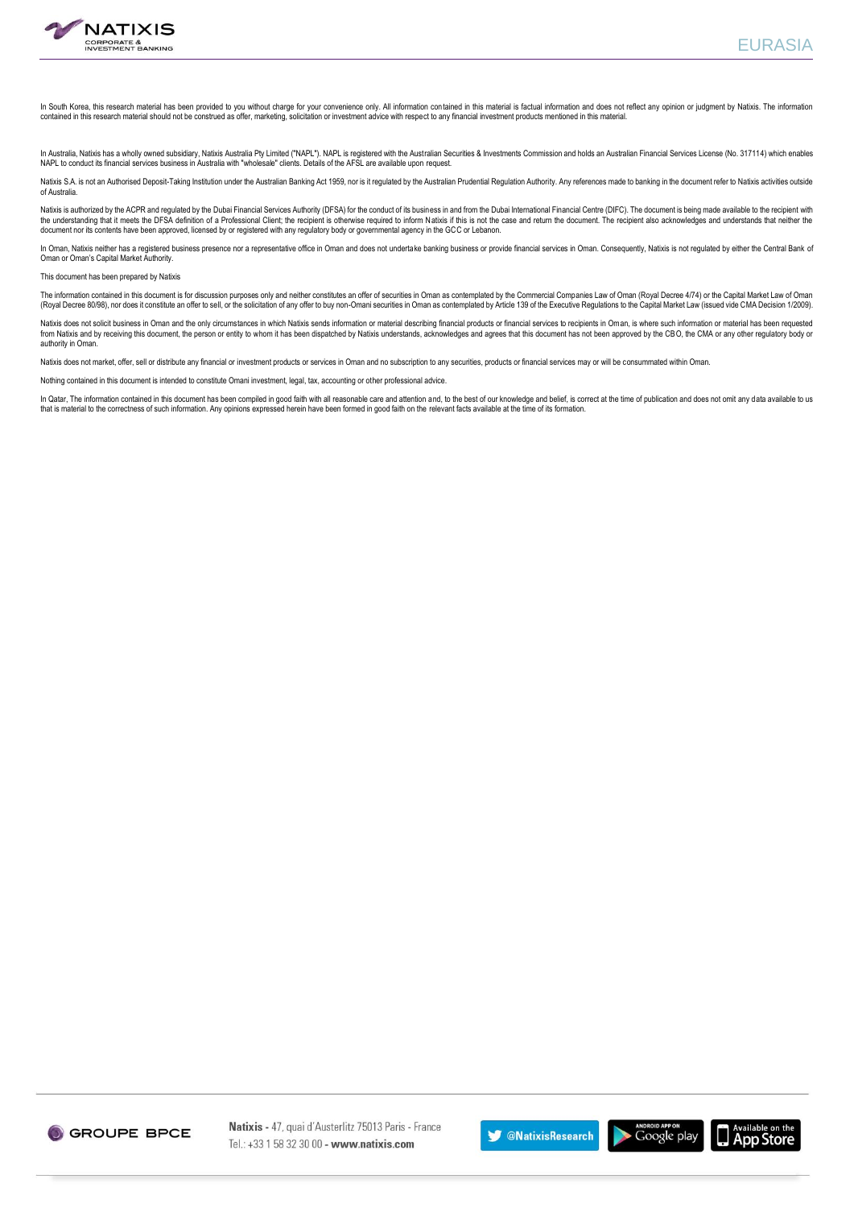In South Korea, this research material has been provided to you without charge for your convenience only. All information contained in this material is factual information and does not reflect any opinion or judgment by Natixis. The information contained in this research material should not be construed as offer, marketing, solicitation or investment advice with respect to any financial investment products mentioned in this material.

In Australia, Natixis has a wholly owned subsidiary, Natixis Australia Pty Limited ("NAPL"). NAPL is registered with the Australian Securities & Investments Commission and holds an Australian Financial Services License (No. 317114) which enables NAPL to conduct its financial services business in Australia with "wholesale" clients. Details of the AFSL are available upon request.

Natixis S.A. is not an Authorised Deposit-Taking Institution under the Australian Banking Act 1959, nor is it regulated by the Australian Prudential Regulation Authority. Any references made to banking in the document refer to Natixis activities outside of Australia.

Natixis is authorized by the ACPR and regulated by the Dubai Financial Services Authority (DFSA) for the conduct of its business in and from the Dubai International Financial Centre (DIFC). The document is being made available to the recipient with the understanding that it meets the DFSA definition of a Professional Client; the recipient is otherwise required to inform Natixis if this is not the case and return the document. The recipient also acknowledges and understands that neither the document nor its contents have been approved, licensed by or registered with any regulatory body or governmental agency in the GCC or Lebanon.

In Oman, Natixis neither has a registered business presence nor a representative office in Oman and does not undertake banking business or provide financial services in Oman. Consequently, Natixis is not regulated by either the Central Bank of Oman or Oman's Capital Market Authority.

This document has been prepared by Natixis

The information contained in this document is for discussion purposes only and neither constitutes an offer of securities in Oman as contemplated by the Commercial Companies Law of Oman (Royal Decree 4/74) or the Capital Market Law of Oman (Royal Decree 80/98), nor does it constitute an offer to sell, or the solicitation of any offer to buy non-Omani securities in Oman as contemplated by Article 139 of the Executive Regulations to the Capital Market Law (issued vide CMA Decision 1/2009).

Natixis does not solicit business in Oman and the only circumstances in which Natixis sends information or material describing financial products or financial services to recipients in Oman, is where such information or material has been requested from Natixis and by receiving this document, the person or entity to whom it has been dispatched by Natixis understands, acknowledges and agrees that this document has not been approved by the CBO, the CMA or any other regulatory body or authority in Oman.

Natixis does not market, offer, sell or distribute any financial or investment products or services in Oman and no subscription to any securities, products or financial services may or will be consummated within Oman.

Nothing contained in this document is intended to constitute Omani investment, legal, tax, accounting or other professional advice.

In Qatar, The information contained in this document has been compiled in good faith with all reasonable care and attention and, to the best of our knowledge and belief, is correct at the time of publication and does not omit any data available to us that is material to the correctness of such information. Any opinions expressed herein have been formed in good faith on the relevant facts available at the time of its formation.

**Natixis** - 47, quai d'Austerlitz 75013 Paris - France
Tel.: +33 1 58 32 30 00 - **www.natixis.com**

@NatixisResearch